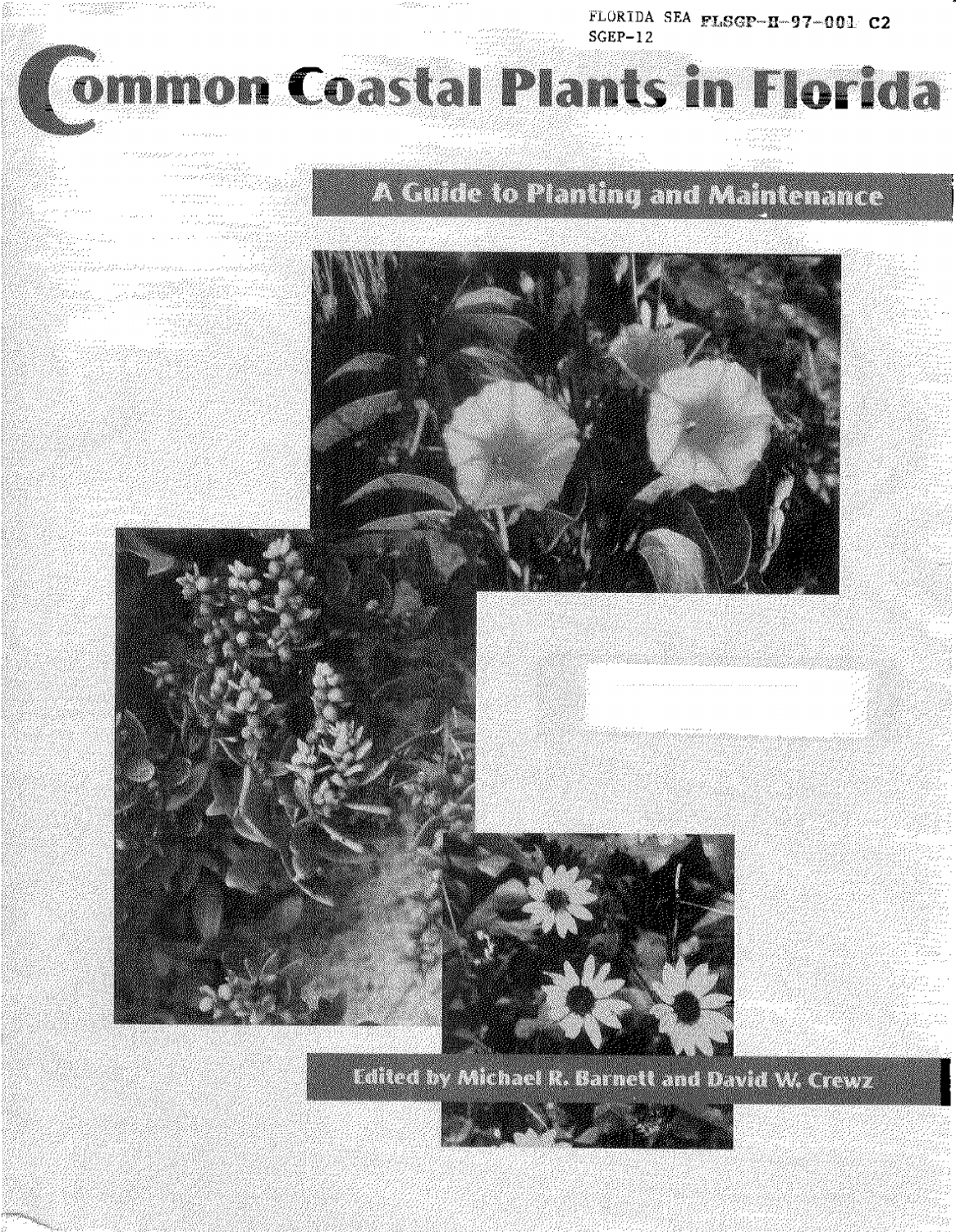FLORIDA SEA FLSGP-H-97-001 C2
SGEP-12

# Common Coastal Plants in Florida

## A Guide to Planting and Maintenance

Edited by Michael R. Barnett and David W. Crewz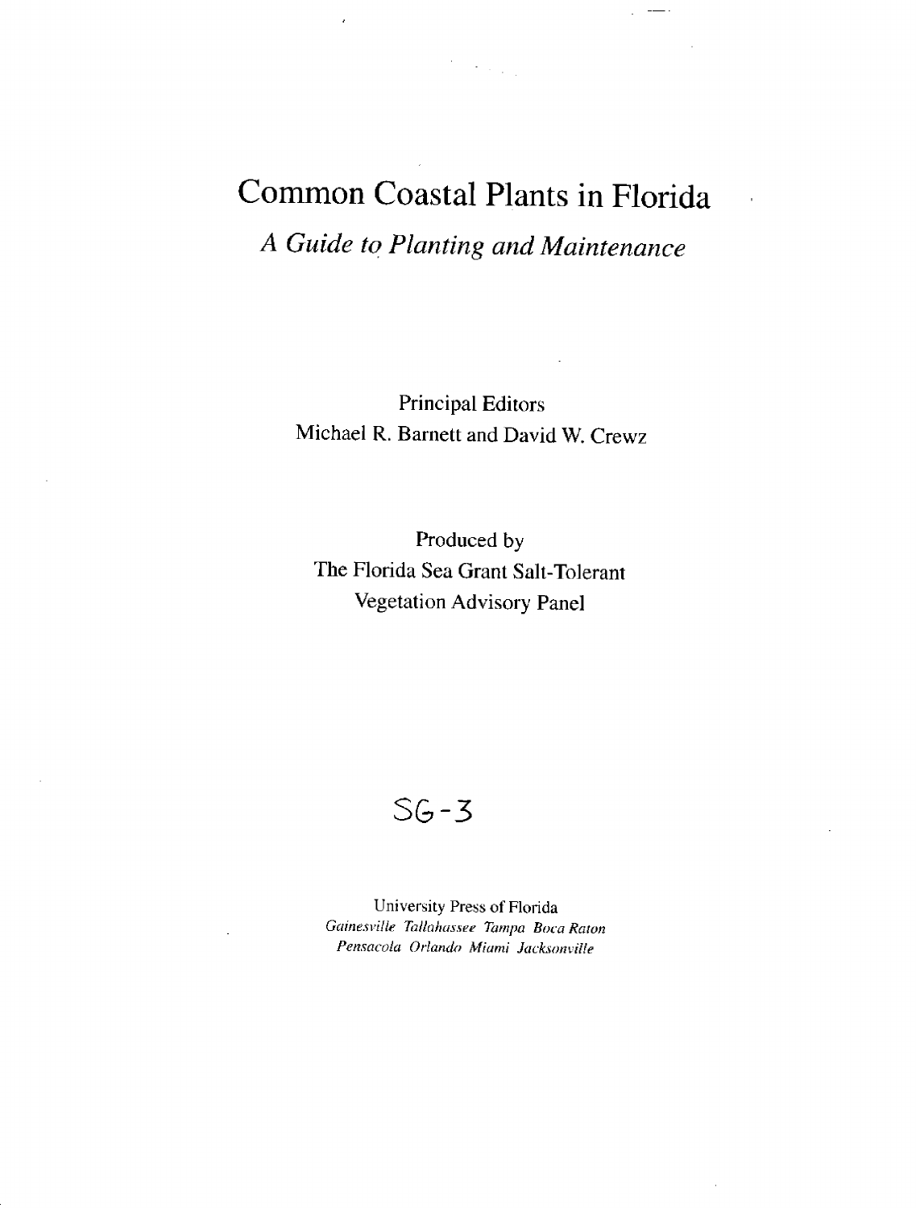# Common Coastal Plants in Florida

## *A Guide to Planting and Maintenance*

Principal Editors
Michael R. Barnett and David W. Crewz

Produced by
The Florida Sea Grant Salt-Tolerant
Vegetation Advisory Panel

SG-3

University Press of Florida
*Gainesville Tallahassee Tampa Boca Raton*
*Pensacola Orlando Miami Jacksonville*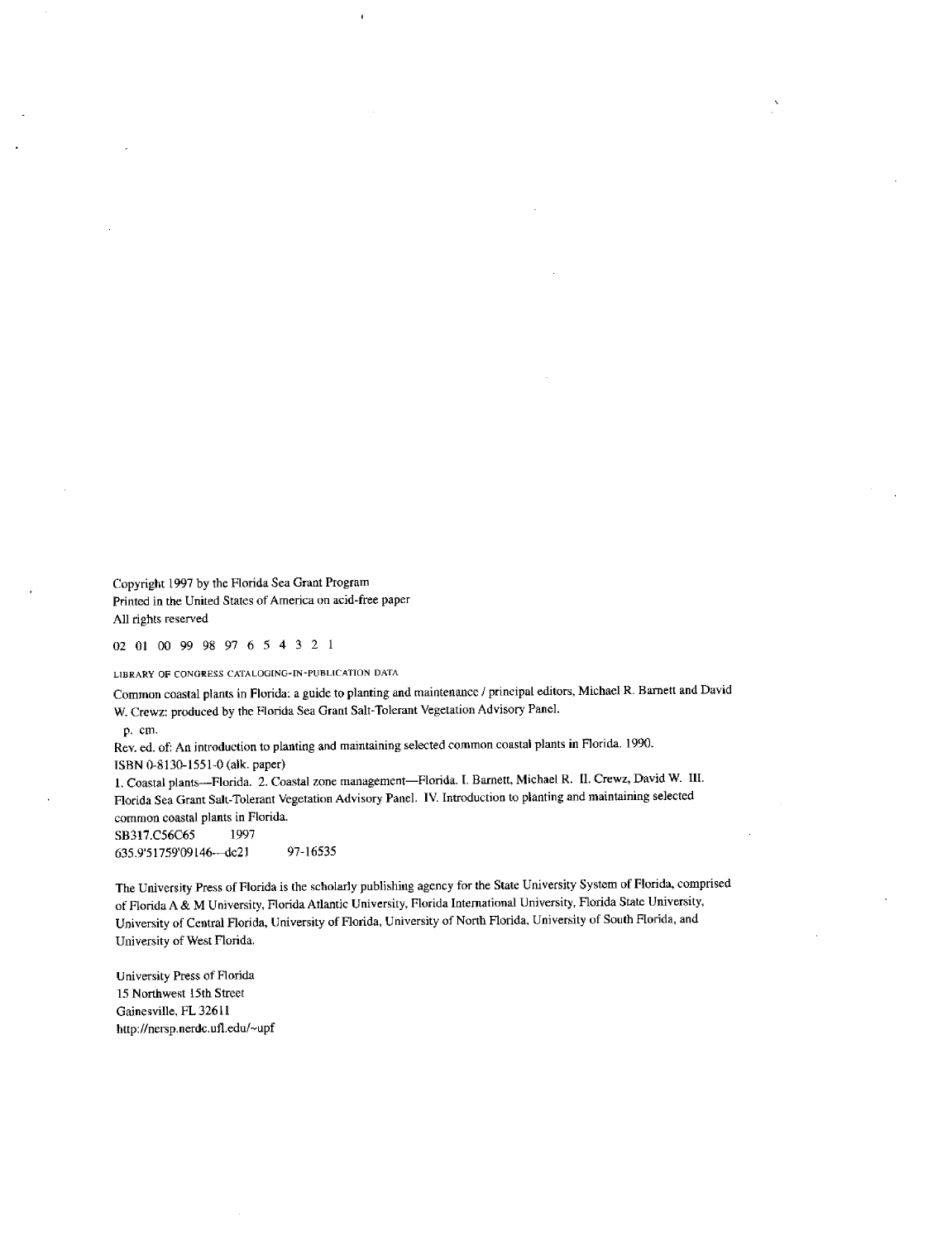Copyright 1997 by the Florida Sea Grant Program
Printed in the United States of America on acid-free paper
All rights reserved

02 01 00 99 98 97 6 5 4 3 2 1

LIBRARY OF CONGRESS CATALOGING-IN-PUBLICATION DATA

Common coastal plants in Florida: a guide to planting and maintenance / principal editors, Michael R. Barnett and David W. Crewz: produced by the Florida Sea Grant Salt-Tolerant Vegetation Advisory Panel.

p. cm.

Rev. ed. of: An introduction to planting and maintaining selected common coastal plants in Florida. 1990.
ISBN 0-8130-1551-0 (alk. paper)

1. Coastal plants—Florida. 2. Coastal zone management—Florida. I. Barnett, Michael R. II. Crewz, David W. III. Florida Sea Grant Salt-Tolerant Vegetation Advisory Panel. IV. Introduction to planting and maintaining selected common coastal plants in Florida.
SB317.C56C65 1997
635.9'51759'09146—dc21 97-16535

The University Press of Florida is the scholarly publishing agency for the State University System of Florida, comprised of Florida A & M University, Florida Atlantic University, Florida International University, Florida State University, University of Central Florida, University of Florida, University of North Florida, University of South Florida, and University of West Florida.

University Press of Florida
15 Northwest 15th Street
Gainesville, FL 32611
http://nersp.nerdc.ufl.edu/~upf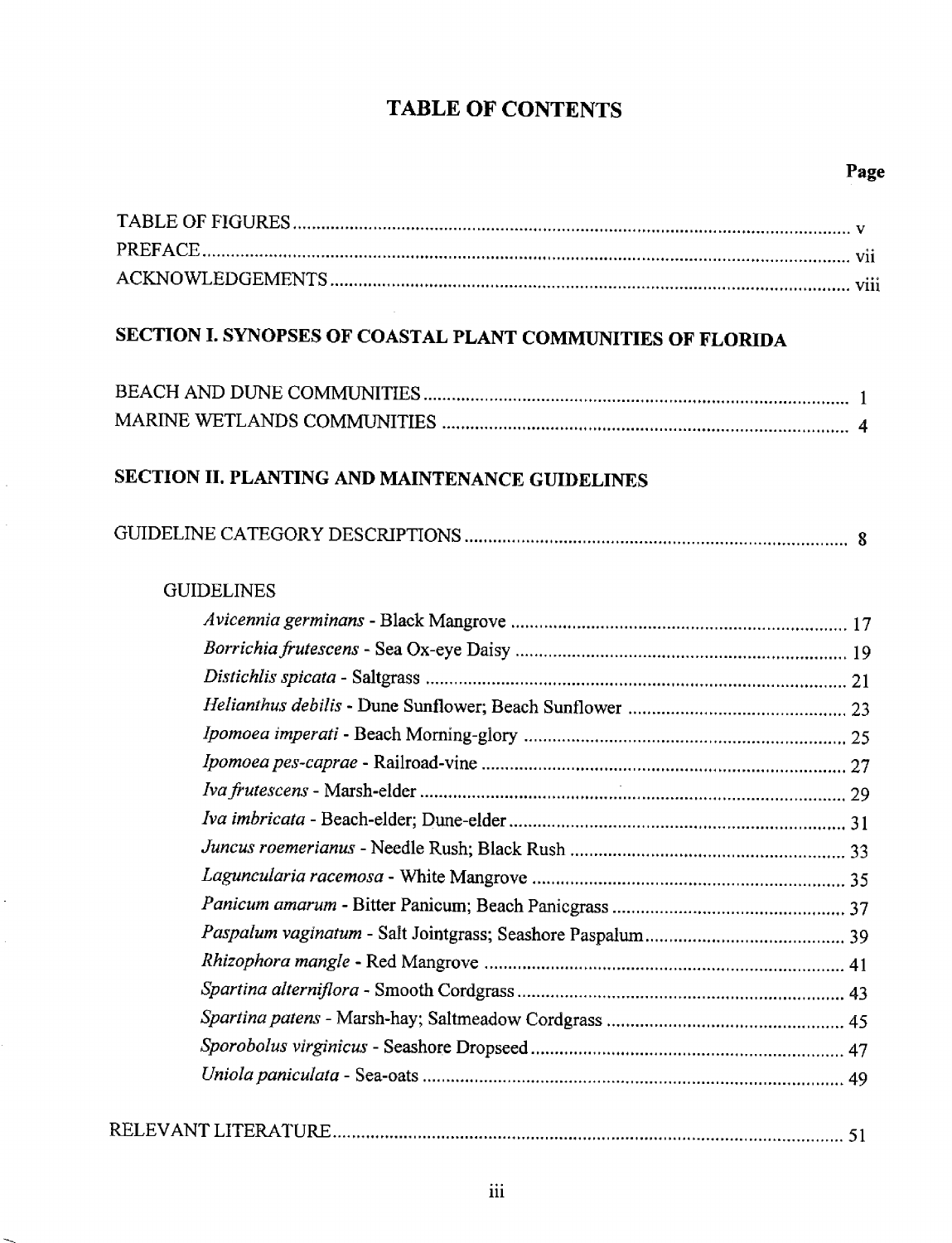# TABLE OF CONTENTS

| | Page |
|---|---|
| TABLE OF FIGURES | v |
| PREFACE | vii |
| ACKNOWLEDGEMENTS | viii |

## SECTION I. SYNOPSES OF COASTAL PLANT COMMUNITIES OF FLORIDA

| | |
|---|---|
| BEACH AND DUNE COMMUNITIES | 1 |
| MARINE WETLANDS COMMUNITIES | 4 |

## SECTION II. PLANTING AND MAINTENANCE GUIDELINES

| | |
|---|---|
| GUIDELINE CATEGORY DESCRIPTIONS | 8 |

### GUIDELINES

| | |
|---|---|
| *Avicennia germinans* - Black Mangrove | 17 |
| *Borrichia frutescens* - Sea Ox-eye Daisy | 19 |
| *Distichlis spicata* - Saltgrass | 21 |
| *Helianthus debilis* - Dune Sunflower; Beach Sunflower | 23 |
| *Ipomoea imperati* - Beach Morning-glory | 25 |
| *Ipomoea pes-caprae* - Railroad-vine | 27 |
| *Iva frutescens* - Marsh-elder | 29 |
| *Iva imbricata* - Beach-elder; Dune-elder | 31 |
| *Juncus roemerianus* - Needle Rush; Black Rush | 33 |
| *Laguncularia racemosa* - White Mangrove | 35 |
| *Panicum amarum* - Bitter Panicum; Beach Panicgrass | 37 |
| *Paspalum vaginatum* - Salt Jointgrass; Seashore Paspalum | 39 |
| *Rhizophora mangle* - Red Mangrove | 41 |
| *Spartina alterniflora* - Smooth Cordgrass | 43 |
| *Spartina patens* - Marsh-hay; Saltmeadow Cordgrass | 45 |
| *Sporobolus virginicus* - Seashore Dropseed | 47 |
| *Uniola paniculata* - Sea-oats | 49 |

| | |
|---|---|
| RELEVANT LITERATURE | 51 |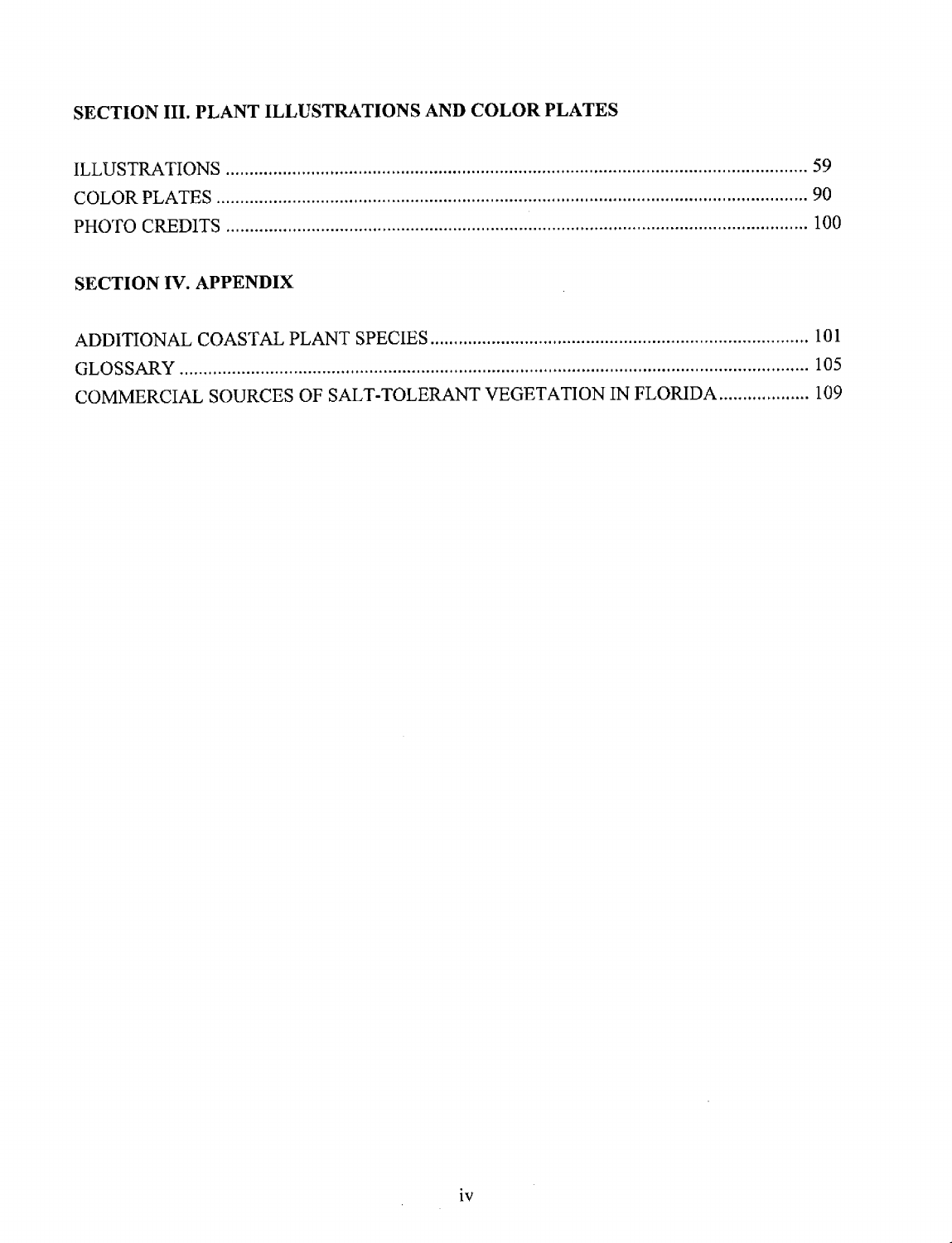## SECTION III. PLANT ILLUSTRATIONS AND COLOR PLATES

ILLUSTRATIONS ........................................................................................................................ 59
COLOR PLATES ........................................................................................................................ 90
PHOTO CREDITS ...................................................................................................................... 100

## SECTION IV. APPENDIX

ADDITIONAL COASTAL PLANT SPECIES ............................................................................ 101
GLOSSARY ................................................................................................................................. 105
COMMERCIAL SOURCES OF SALT-TOLERANT VEGETATION IN FLORIDA ................... 109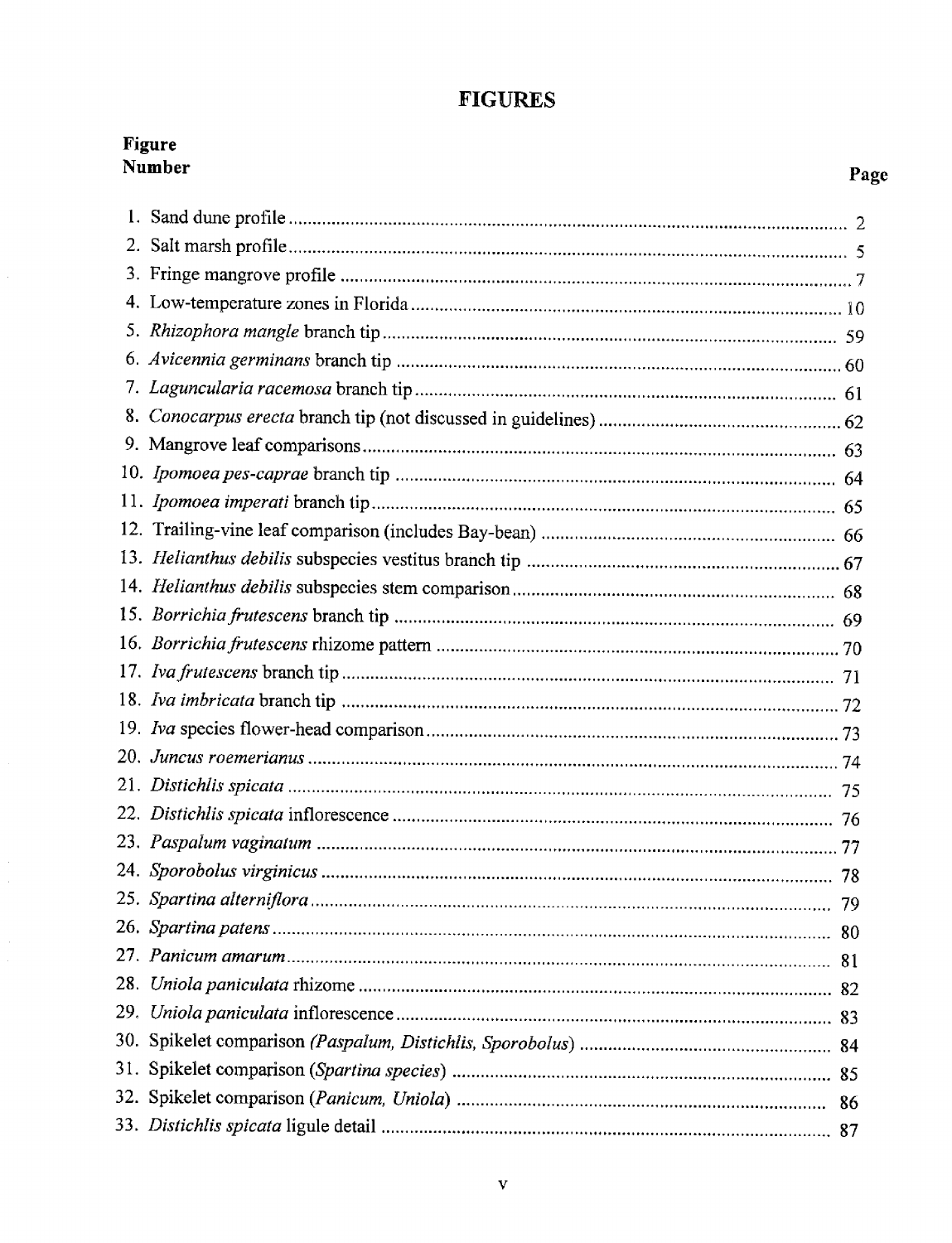# FIGURES

| Figure Number | | Page |
|---|---|---|
| 1. | Sand dune profile | 2 |
| 2. | Salt marsh profile | 5 |
| 3. | Fringe mangrove profile | 7 |
| 4. | Low-temperature zones in Florida | 10 |
| 5. | *Rhizophora mangle* branch tip | 59 |
| 6. | *Avicennia germinans* branch tip | 60 |
| 7. | *Laguncularia racemosa* branch tip | 61 |
| 8. | *Conocarpus erecta* branch tip (not discussed in guidelines) | 62 |
| 9. | Mangrove leaf comparisons | 63 |
| 10. | *Ipomoea pes-caprae* branch tip | 64 |
| 11. | *Ipomoea imperati* branch tip | 65 |
| 12. | Trailing-vine leaf comparison (includes Bay-bean) | 66 |
| 13. | *Helianthus debilis* subspecies vestitus branch tip | 67 |
| 14. | *Helianthus debilis* subspecies stem comparison | 68 |
| 15. | *Borrichia frutescens* branch tip | 69 |
| 16. | *Borrichia frutescens* rhizome pattern | 70 |
| 17. | *Iva frutescens* branch tip | 71 |
| 18. | *Iva imbricata* branch tip | 72 |
| 19. | *Iva* species flower-head comparison | 73 |
| 20. | *Juncus roemerianus* | 74 |
| 21. | *Distichlis spicata* | 75 |
| 22. | *Distichlis spicata* inflorescence | 76 |
| 23. | *Paspalum vaginatum* | 77 |
| 24. | *Sporobolus virginicus* | 78 |
| 25. | *Spartina alterniflora* | 79 |
| 26. | *Spartina patens* | 80 |
| 27. | *Panicum amarum* | 81 |
| 28. | *Uniola paniculata* rhizome | 82 |
| 29. | *Uniola paniculata* inflorescence | 83 |
| 30. | Spikelet comparison *(Paspalum, Distichlis, Sporobolus)* | 84 |
| 31. | Spikelet comparison (*Spartina species*) | 85 |
| 32. | Spikelet comparison (*Panicum, Uniola*) | 86 |
| 33. | *Distichlis spicata* ligule detail | 87 |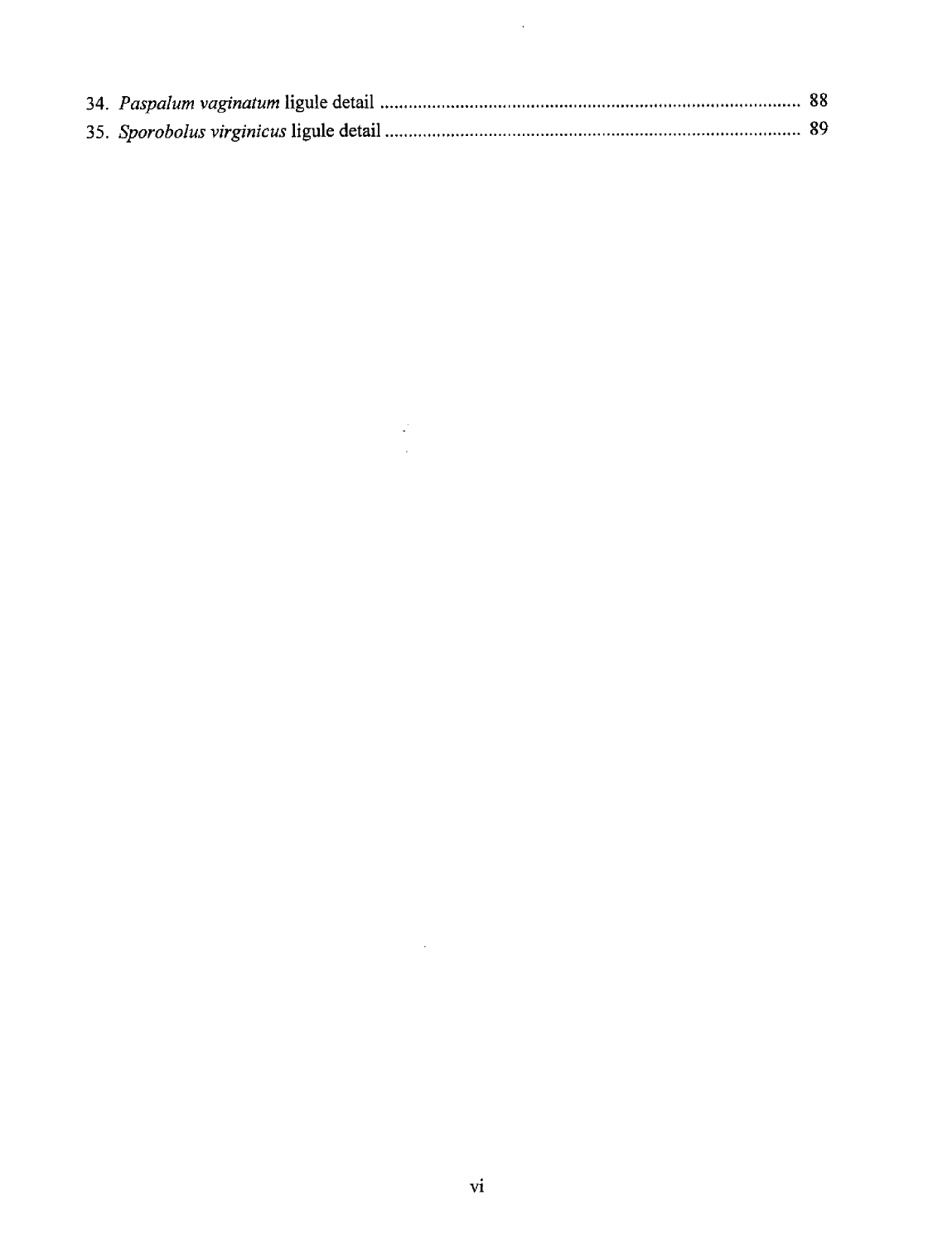34. *Paspalum vaginatum* ligule detail ........................................................................................ 88
35. *Sporobolus virginicus* ligule detail ........................................................................................ 89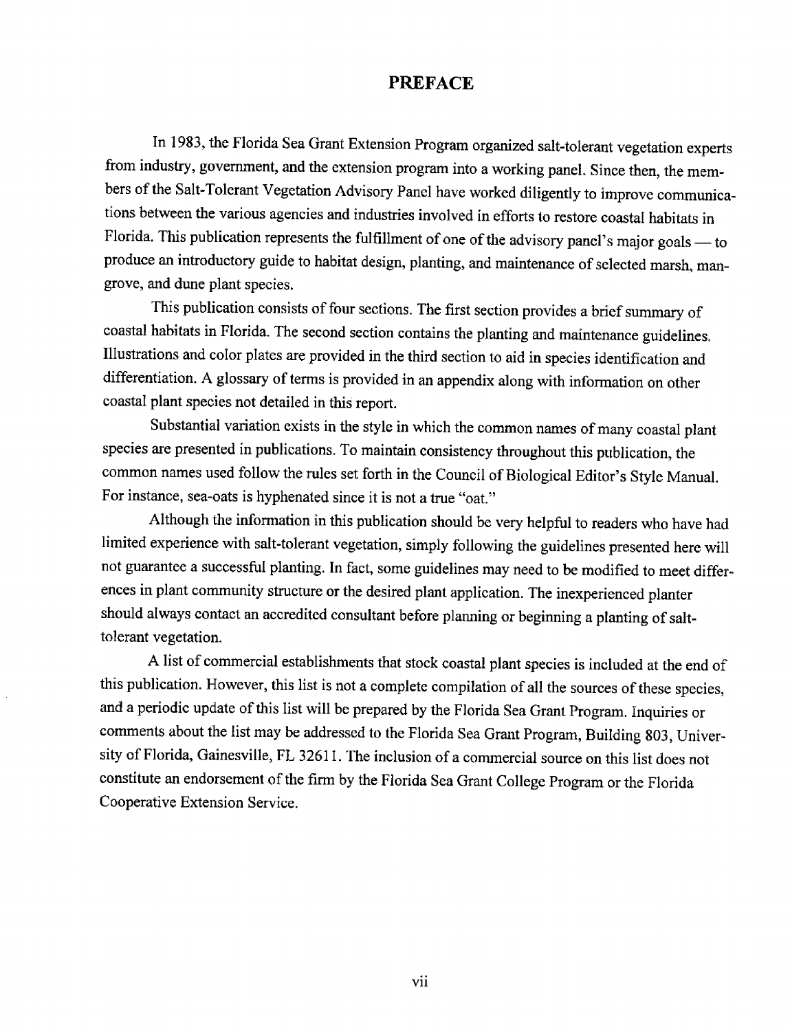# PREFACE

In 1983, the Florida Sea Grant Extension Program organized salt-tolerant vegetation experts from industry, government, and the extension program into a working panel. Since then, the members of the Salt-Tolerant Vegetation Advisory Panel have worked diligently to improve communications between the various agencies and industries involved in efforts to restore coastal habitats in Florida. This publication represents the fulfillment of one of the advisory panel's major goals — to produce an introductory guide to habitat design, planting, and maintenance of selected marsh, mangrove, and dune plant species.

This publication consists of four sections. The first section provides a brief summary of coastal habitats in Florida. The second section contains the planting and maintenance guidelines. Illustrations and color plates are provided in the third section to aid in species identification and differentiation. A glossary of terms is provided in an appendix along with information on other coastal plant species not detailed in this report.

Substantial variation exists in the style in which the common names of many coastal plant species are presented in publications. To maintain consistency throughout this publication, the common names used follow the rules set forth in the Council of Biological Editor's Style Manual. For instance, sea-oats is hyphenated since it is not a true "oat."

Although the information in this publication should be very helpful to readers who have had limited experience with salt-tolerant vegetation, simply following the guidelines presented here will not guarantee a successful planting. In fact, some guidelines may need to be modified to meet differences in plant community structure or the desired plant application. The inexperienced planter should always contact an accredited consultant before planning or beginning a planting of salt-tolerant vegetation.

A list of commercial establishments that stock coastal plant species is included at the end of this publication. However, this list is not a complete compilation of all the sources of these species, and a periodic update of this list will be prepared by the Florida Sea Grant Program. Inquiries or comments about the list may be addressed to the Florida Sea Grant Program, Building 803, University of Florida, Gainesville, FL 32611. The inclusion of a commercial source on this list does not constitute an endorsement of the firm by the Florida Sea Grant College Program or the Florida Cooperative Extension Service.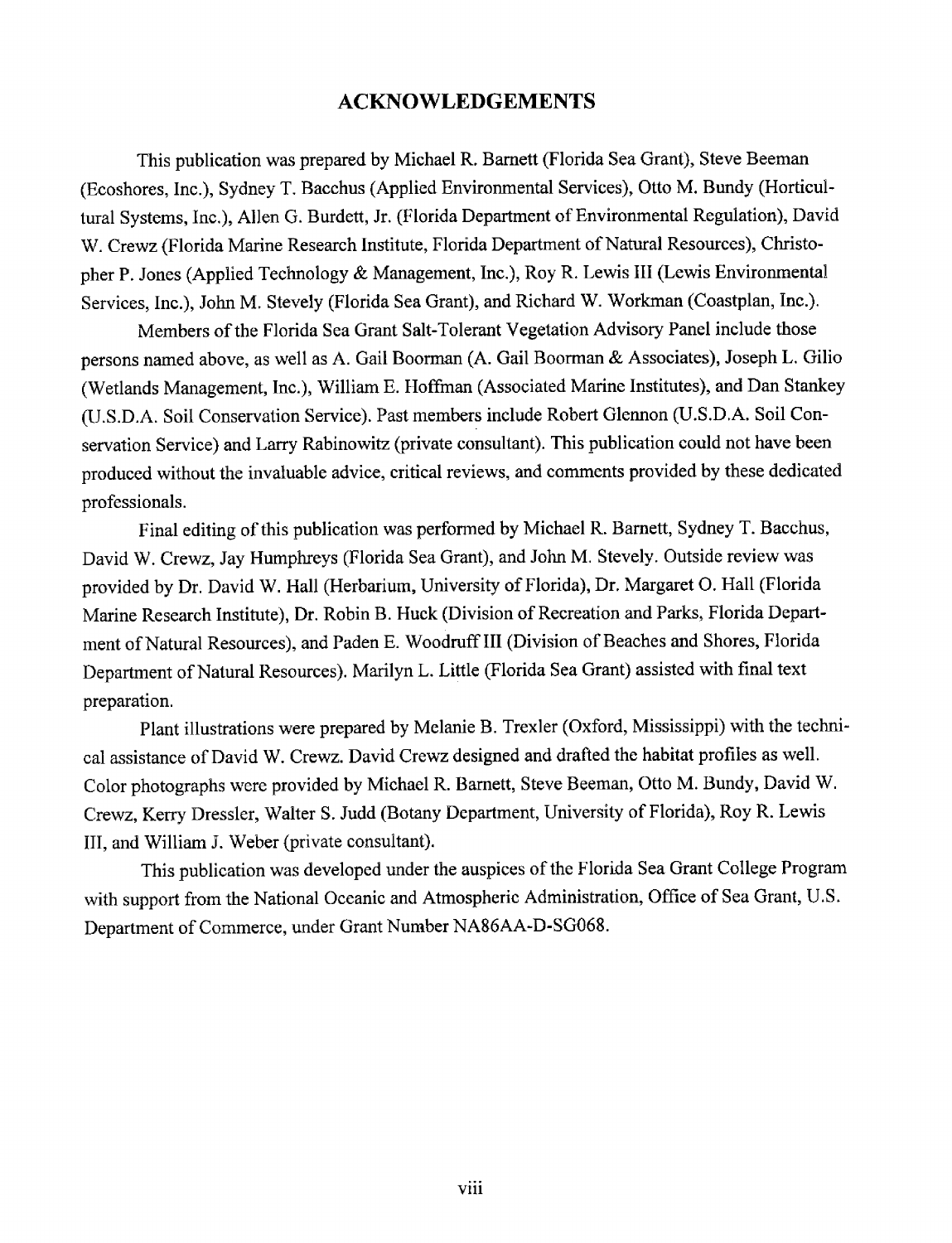## ACKNOWLEDGEMENTS

This publication was prepared by Michael R. Barnett (Florida Sea Grant), Steve Beeman (Ecoshores, Inc.), Sydney T. Bacchus (Applied Environmental Services), Otto M. Bundy (Horticultural Systems, Inc.), Allen G. Burdett, Jr. (Florida Department of Environmental Regulation), David W. Crewz (Florida Marine Research Institute, Florida Department of Natural Resources), Christopher P. Jones (Applied Technology & Management, Inc.), Roy R. Lewis III (Lewis Environmental Services, Inc.), John M. Stevely (Florida Sea Grant), and Richard W. Workman (Coastplan, Inc.).

Members of the Florida Sea Grant Salt-Tolerant Vegetation Advisory Panel include those persons named above, as well as A. Gail Boorman (A. Gail Boorman & Associates), Joseph L. Gilio (Wetlands Management, Inc.), William E. Hoffman (Associated Marine Institutes), and Dan Stankey (U.S.D.A. Soil Conservation Service). Past members include Robert Glennon (U.S.D.A. Soil Conservation Service) and Larry Rabinowitz (private consultant). This publication could not have been produced without the invaluable advice, critical reviews, and comments provided by these dedicated professionals.

Final editing of this publication was performed by Michael R. Barnett, Sydney T. Bacchus, David W. Crewz, Jay Humphreys (Florida Sea Grant), and John M. Stevely. Outside review was provided by Dr. David W. Hall (Herbarium, University of Florida), Dr. Margaret O. Hall (Florida Marine Research Institute), Dr. Robin B. Huck (Division of Recreation and Parks, Florida Department of Natural Resources), and Paden E. Woodruff III (Division of Beaches and Shores, Florida Department of Natural Resources). Marilyn L. Little (Florida Sea Grant) assisted with final text preparation.

Plant illustrations were prepared by Melanie B. Trexler (Oxford, Mississippi) with the technical assistance of David W. Crewz. David Crewz designed and drafted the habitat profiles as well. Color photographs were provided by Michael R. Barnett, Steve Beeman, Otto M. Bundy, David W. Crewz, Kerry Dressler, Walter S. Judd (Botany Department, University of Florida), Roy R. Lewis III, and William J. Weber (private consultant).

This publication was developed under the auspices of the Florida Sea Grant College Program with support from the National Oceanic and Atmospheric Administration, Office of Sea Grant, U.S. Department of Commerce, under Grant Number NA86AA-D-SG068.